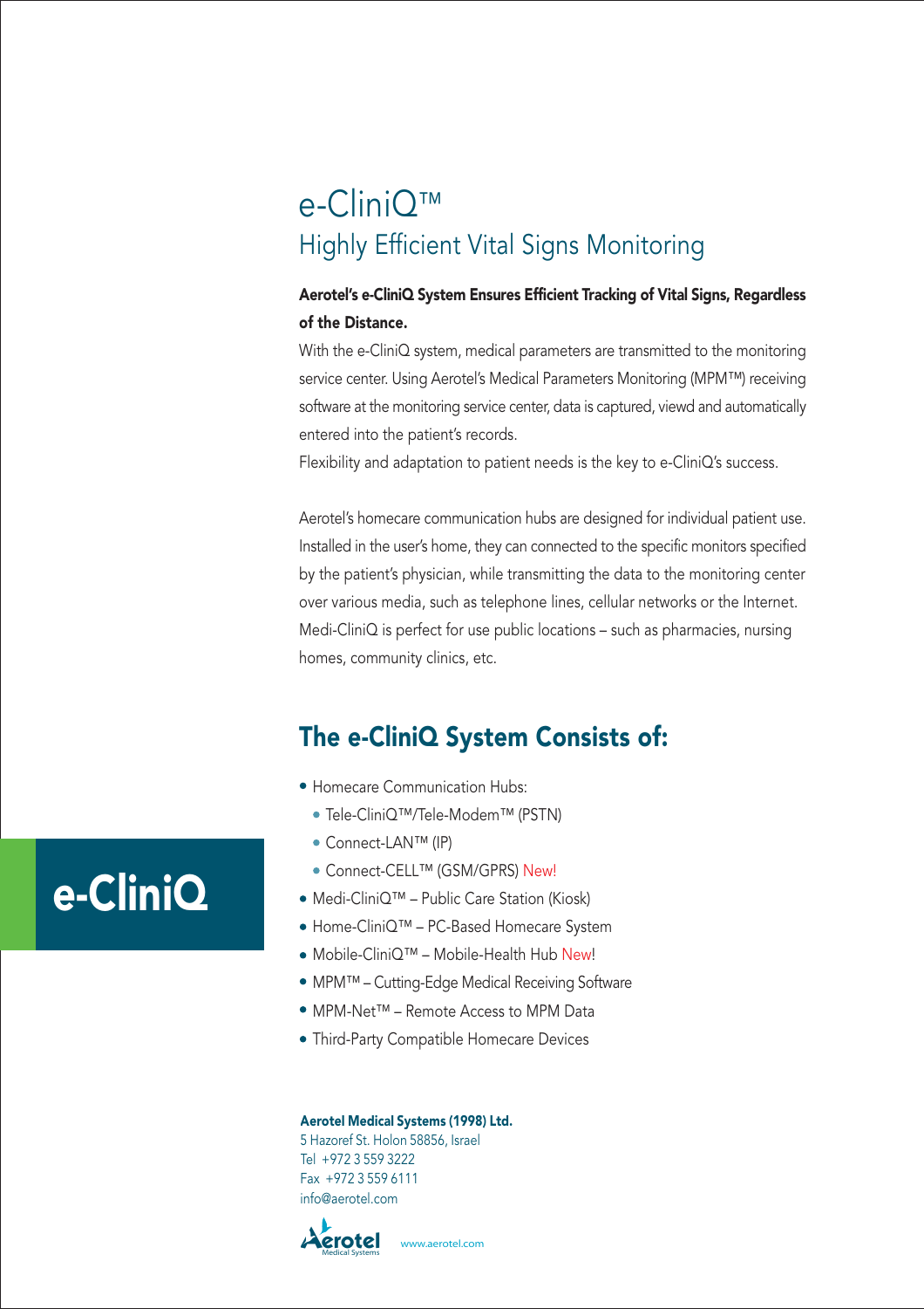# e-CliniQ™

## Highly Efficient Vital Signs Monitoring

**Aerotel's e-CliniQ System Ensures Efficient Tracking of Vital Signs, Regardless of the Distance.**

With the e-CliniQ system, medical parameters are transmitted to the monitoring service center. Using Aerotel's Medical Parameters Monitoring (MPM™) receiving software at the monitoring service center, data is captured, viewd and automatically entered into the patient's records.

Flexibility and adaptation to patient needs is the key to e-CliniQ's success.

Aerotel's homecare communication hubs are designed for individual patient use. Installed in the user's home, they can connected to the specific monitors specified by the patient's physician, while transmitting the data to the monitoring center over various media, such as telephone lines, cellular networks or the Internet. Medi-CliniQ is perfect for use public locations – such as pharmacies, nursing homes, community clinics, etc.

## The e-CliniQ System Consists of:

- Homecare Communication Hubs:
  - Tele-CliniQ™/Tele-Modem™ (PSTN)
  - Connect-LAN™ (IP)
  - Connect-CELL™ (GSM/GPRS) New!
- Medi-CliniQ™ – Public Care Station (Kiosk)
- Home-CliniQ™ – PC-Based Homecare System
- Mobile-CliniQ™ – Mobile-Health Hub New!
- MPM™ – Cutting-Edge Medical Receiving Software
- MPM-Net™ – Remote Access to MPM Data
- Third-Party Compatible Homecare Devices

**e-CliniQ**

**Aerotel Medical Systems (1998) Ltd.**
5 Hazoref St. Holon 58856, Israel
Tel +972 3 559 3222
Fax +972 3 559 6111
info@aerotel.com

Aerotel Medical Systems

www.aerotel.com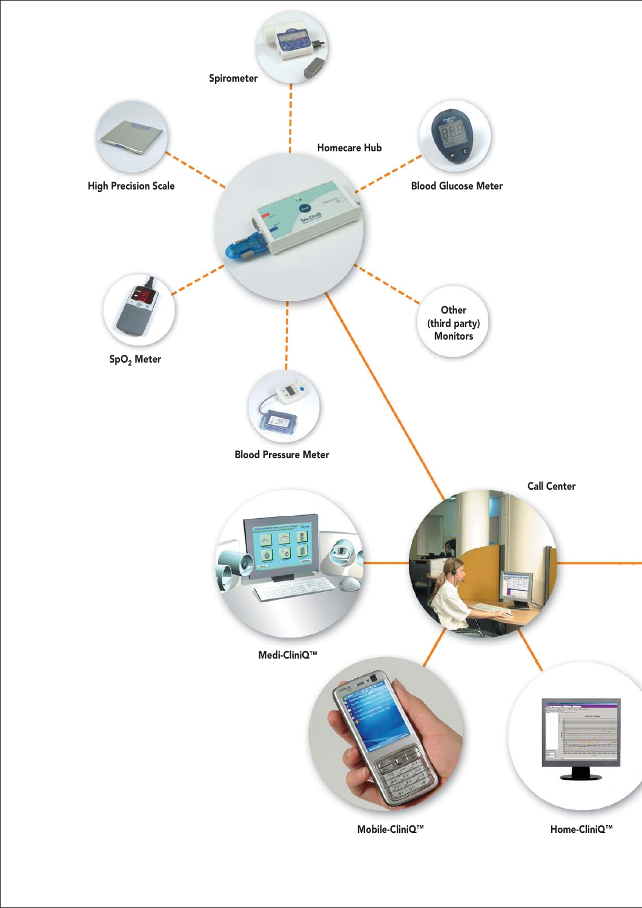Spirometer

High Precision Scale

Homecare Hub

Blood Glucose Meter

Other (third party) Monitors

$SpO_2$ Meter

Blood Pressure Meter

Call Center

Medi-CliniQ™

Mobile-CliniQ™

Home-CliniQ™